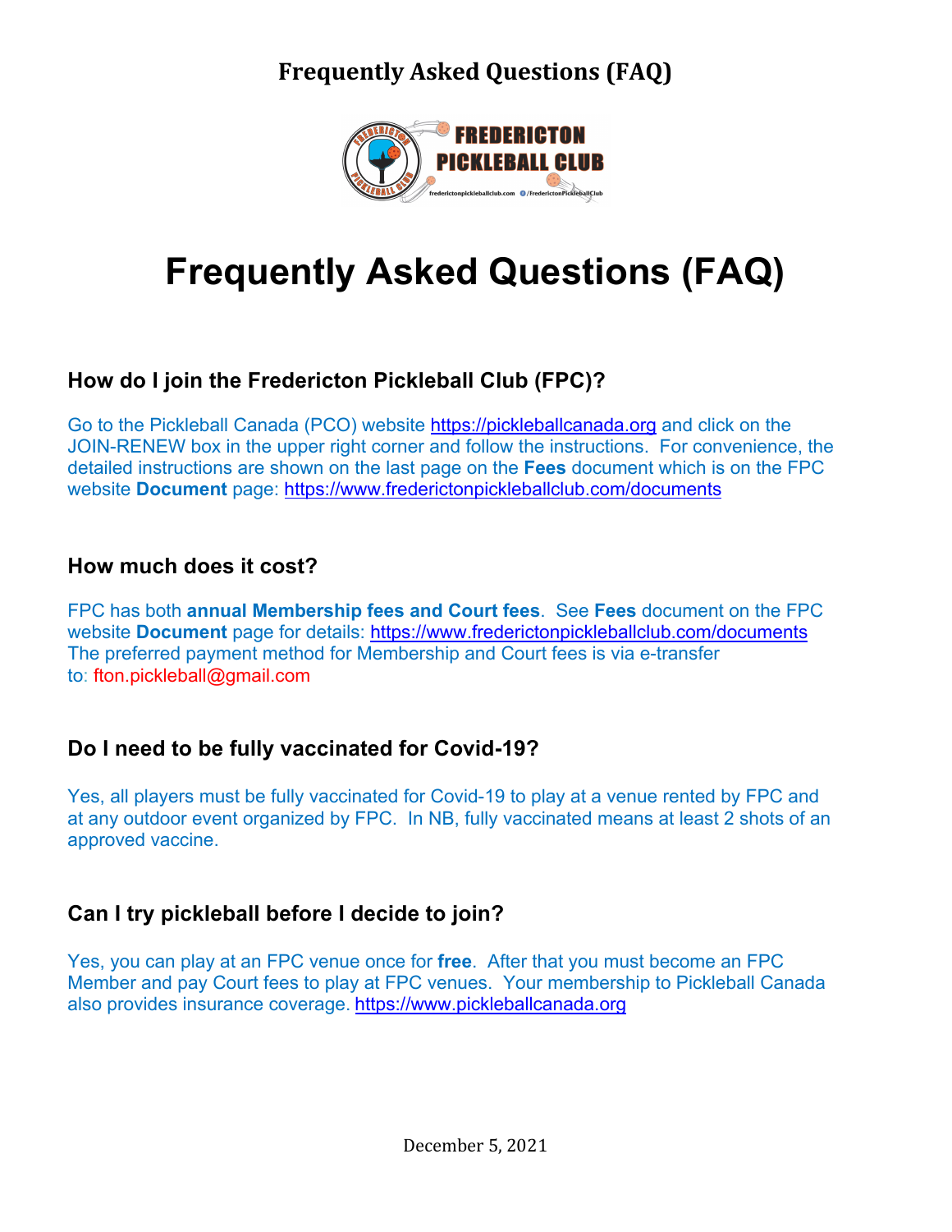# Frequently Asked Questions (FAQ)

## How do I join the Fredericton Pickleball Club (FPC)?

Go to the Pickleball Canada (PCO) website https://pickleballcanada.org and click on the JOIN-RENEW box in the upper right corner and follow the instructions. For convenience, the detailed instructions are shown on the last page on the **Fees** document which is on the FPC website **Document** page: https://www.frederictonpickleballclub.com/documents

## How much does it cost?

FPC has both **annual Membership fees and Court fees**. See **Fees** document on the FPC website **Document** page for details: https://www.frederictonpickleballclub.com/documents
The preferred payment method for Membership and Court fees is via e-transfer to: fton.pickleball@gmail.com

## Do I need to be fully vaccinated for Covid-19?

Yes, all players must be fully vaccinated for Covid-19 to play at a venue rented by FPC and at any outdoor event organized by FPC. In NB, fully vaccinated means at least 2 shots of an approved vaccine.

## Can I try pickleball before I decide to join?

Yes, you can play at an FPC venue once for **free**. After that you must become an FPC Member and pay Court fees to play at FPC venues. Your membership to Pickleball Canada also provides insurance coverage. https://www.pickleballcanada.org

December 5, 2021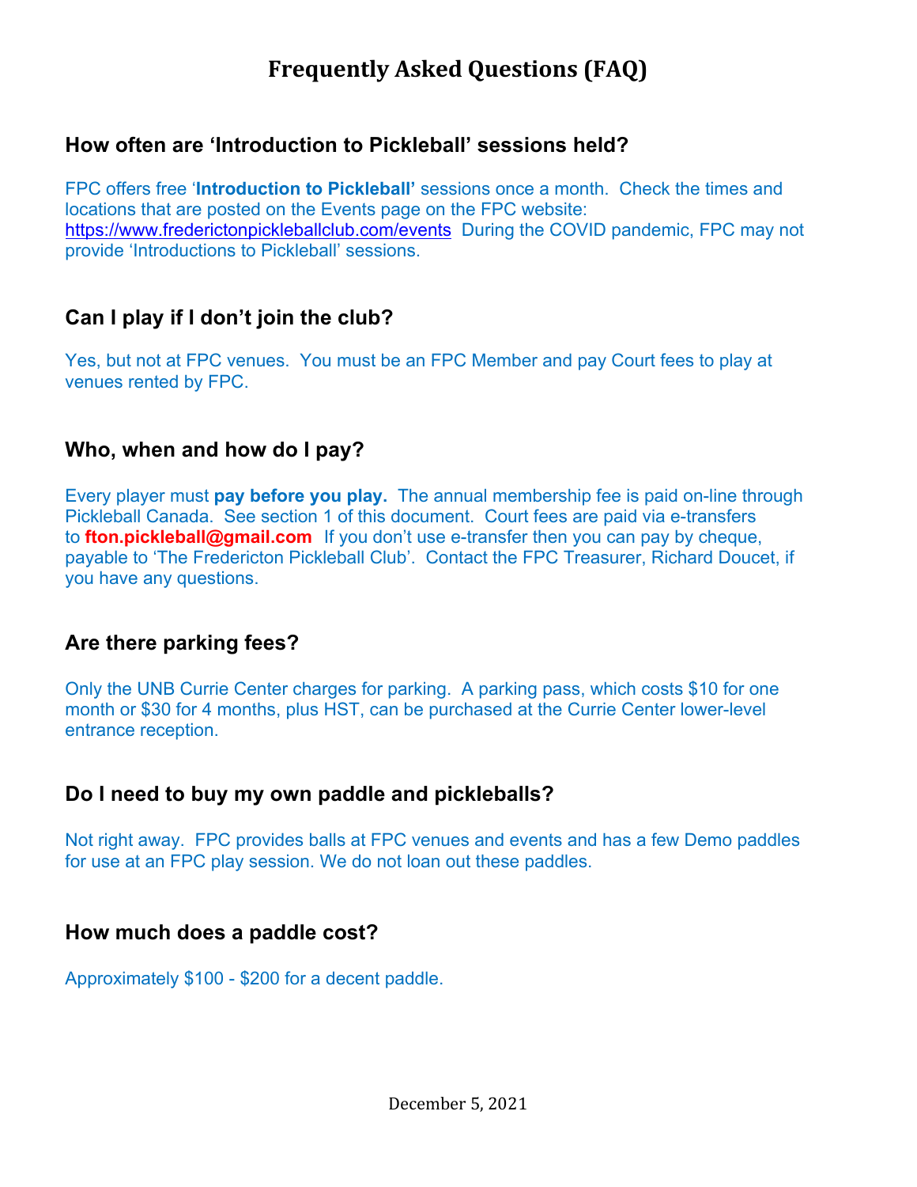# Frequently Asked Questions (FAQ)

### How often are 'Introduction to Pickleball' sessions held?

FPC offers free '**Introduction to Pickleball'** sessions once a month. Check the times and locations that are posted on the Events page on the FPC website: https://www.frederictonpickleballclub.com/events During the COVID pandemic, FPC may not provide 'Introductions to Pickleball' sessions.

### Can I play if I don't join the club?

Yes, but not at FPC venues. You must be an FPC Member and pay Court fees to play at venues rented by FPC.

### Who, when and how do I pay?

Every player must **pay before you play.** The annual membership fee is paid on-line through Pickleball Canada. See section 1 of this document. Court fees are paid via e-transfers to **fton.pickleball@gmail.com** If you don't use e-transfer then you can pay by cheque, payable to 'The Fredericton Pickleball Club'. Contact the FPC Treasurer, Richard Doucet, if you have any questions.

### Are there parking fees?

Only the UNB Currie Center charges for parking. A parking pass, which costs $10 for one month or $30 for 4 months, plus HST, can be purchased at the Currie Center lower-level entrance reception.

### Do I need to buy my own paddle and pickleballs?

Not right away. FPC provides balls at FPC venues and events and has a few Demo paddles for use at an FPC play session. We do not loan out these paddles.

### How much does a paddle cost?

Approximately $100 - $200 for a decent paddle.

December 5, 2021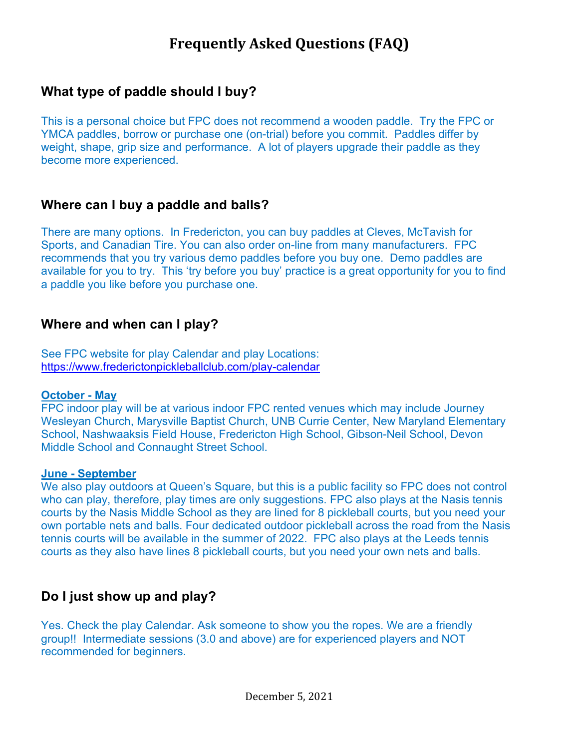# Frequently Asked Questions (FAQ)

## What type of paddle should I buy?

This is a personal choice but FPC does not recommend a wooden paddle. Try the FPC or YMCA paddles, borrow or purchase one (on-trial) before you commit. Paddles differ by weight, shape, grip size and performance. A lot of players upgrade their paddle as they become more experienced.

## Where can I buy a paddle and balls?

There are many options. In Fredericton, you can buy paddles at Cleves, McTavish for Sports, and Canadian Tire. You can also order on-line from many manufacturers. FPC recommends that you try various demo paddles before you buy one. Demo paddles are available for you to try. This 'try before you buy' practice is a great opportunity for you to find a paddle you like before you purchase one.

## Where and when can I play?

See FPC website for play Calendar and play Locations:
https://www.frederictonpickleballclub.com/play-calendar

**October - May**

FPC indoor play will be at various indoor FPC rented venues which may include Journey Wesleyan Church, Marysville Baptist Church, UNB Currie Center, New Maryland Elementary School, Nashwaaksis Field House, Fredericton High School, Gibson-Neil School, Devon Middle School and Connaught Street School.

**June - September**

We also play outdoors at Queen's Square, but this is a public facility so FPC does not control who can play, therefore, play times are only suggestions. FPC also plays at the Nasis tennis courts by the Nasis Middle School as they are lined for 8 pickleball courts, but you need your own portable nets and balls. Four dedicated outdoor pickleball across the road from the Nasis tennis courts will be available in the summer of 2022. FPC also plays at the Leeds tennis courts as they also have lines 8 pickleball courts, but you need your own nets and balls.

## Do I just show up and play?

Yes. Check the play Calendar. Ask someone to show you the ropes. We are a friendly group!! Intermediate sessions (3.0 and above) are for experienced players and NOT recommended for beginners.

December 5, 2021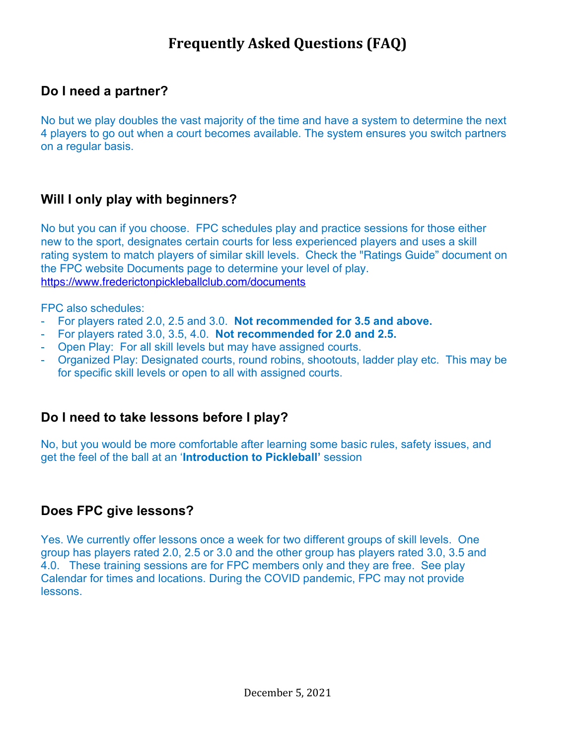# Frequently Asked Questions (FAQ)

## Do I need a partner?

No but we play doubles the vast majority of the time and have a system to determine the next 4 players to go out when a court becomes available. The system ensures you switch partners on a regular basis.

## Will I only play with beginners?

No but you can if you choose. FPC schedules play and practice sessions for those either new to the sport, designates certain courts for less experienced players and uses a skill rating system to match players of similar skill levels. Check the "Ratings Guide" document on the FPC website Documents page to determine your level of play. https://www.frederictonpickleballclub.com/documents

FPC also schedules:

- For players rated 2.0, 2.5 and 3.0. **Not recommended for 3.5 and above.**
- For players rated 3.0, 3.5, 4.0. **Not recommended for 2.0 and 2.5.**
- Open Play: For all skill levels but may have assigned courts.
- Organized Play: Designated courts, round robins, shootouts, ladder play etc. This may be for specific skill levels or open to all with assigned courts.

## Do I need to take lessons before I play?

No, but you would be more comfortable after learning some basic rules, safety issues, and get the feel of the ball at an '**Introduction to Pickleball'** session

## Does FPC give lessons?

Yes. We currently offer lessons once a week for two different groups of skill levels. One group has players rated 2.0, 2.5 or 3.0 and the other group has players rated 3.0, 3.5 and 4.0. These training sessions are for FPC members only and they are free. See play Calendar for times and locations. During the COVID pandemic, FPC may not provide lessons.

December 5, 2021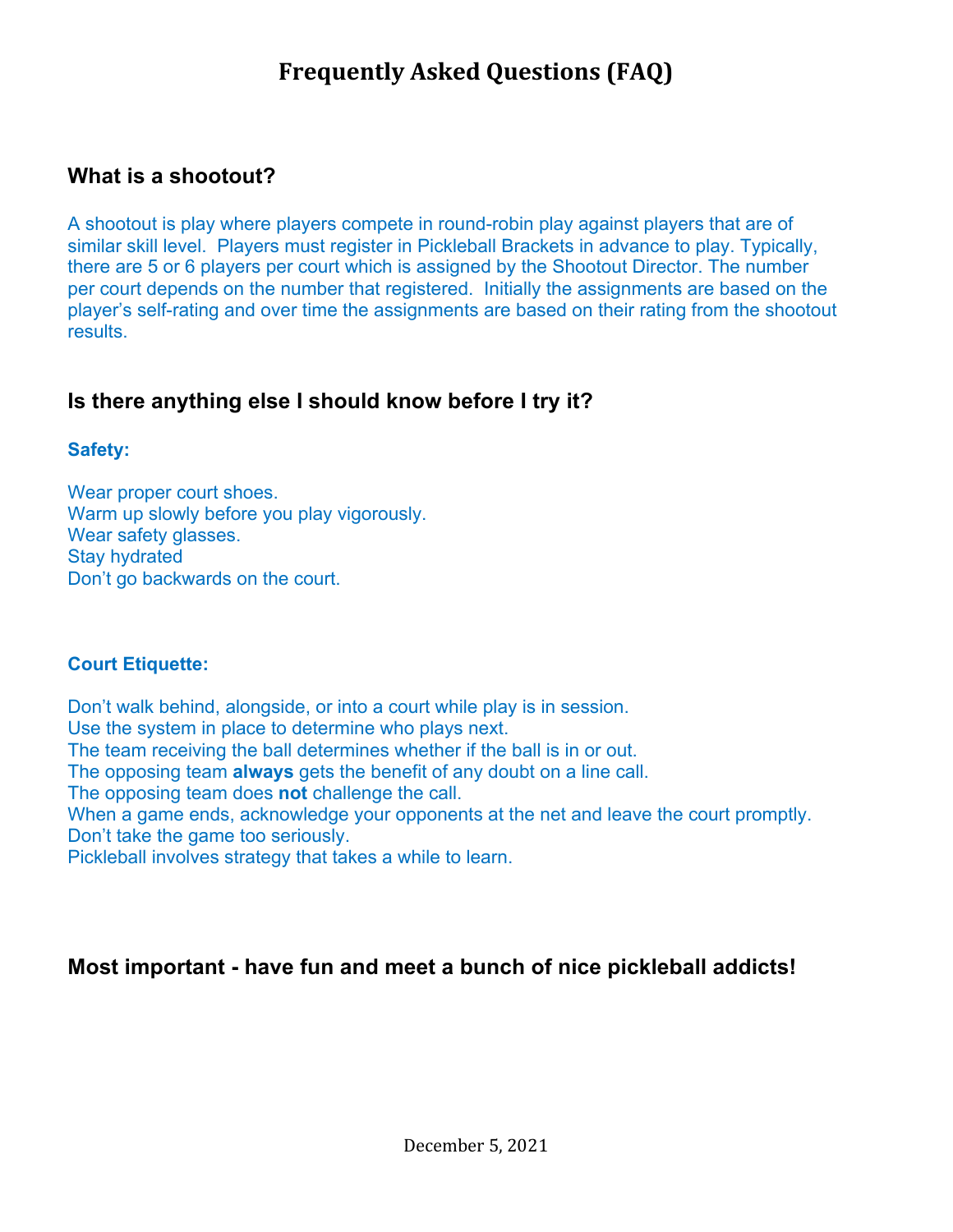# Frequently Asked Questions (FAQ)

## What is a shootout?

A shootout is play where players compete in round-robin play against players that are of similar skill level. Players must register in Pickleball Brackets in advance to play. Typically, there are 5 or 6 players per court which is assigned by the Shootout Director. The number per court depends on the number that registered. Initially the assignments are based on the player's self-rating and over time the assignments are based on their rating from the shootout results.

## Is there anything else I should know before I try it?

### Safety:

Wear proper court shoes.
Warm up slowly before you play vigorously.
Wear safety glasses.
Stay hydrated
Don't go backwards on the court.

### Court Etiquette:

Don't walk behind, alongside, or into a court while play is in session.
Use the system in place to determine who plays next.
The team receiving the ball determines whether if the ball is in or out.
The opposing team **always** gets the benefit of any doubt on a line call.
The opposing team does **not** challenge the call.
When a game ends, acknowledge your opponents at the net and leave the court promptly.
Don't take the game too seriously.
Pickleball involves strategy that takes a while to learn.

## Most important - have fun and meet a bunch of nice pickleball addicts!

December 5, 2021